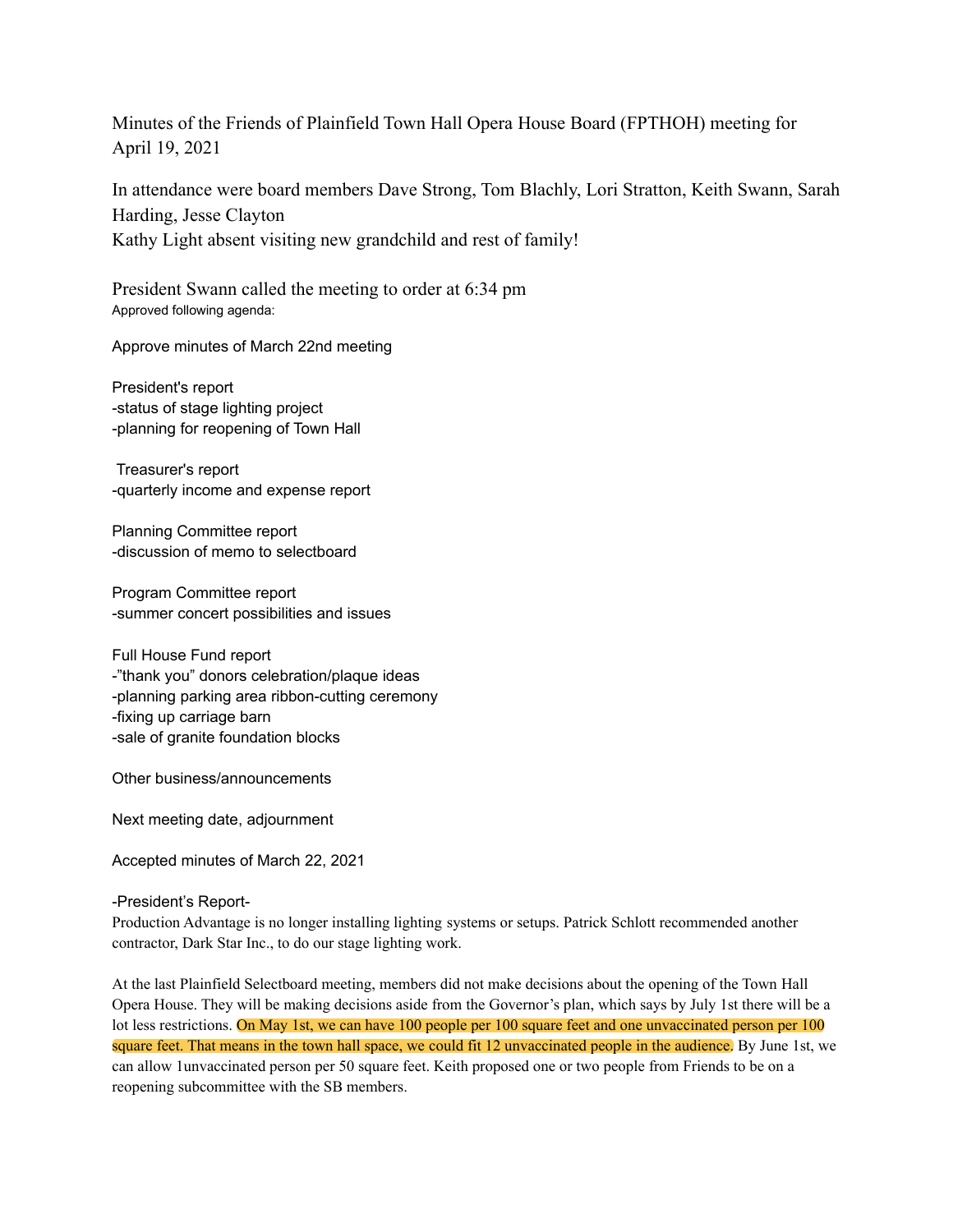# Minutes of the Friends of Plainfield Town Hall Opera House Board (FPTHOH) meeting for April 19, 2021

In attendance were board members Dave Strong, Tom Blachly, Lori Stratton, Keith Swann, Sarah Harding, Jesse Clayton
Kathy Light absent visiting new grandchild and rest of family!

President Swann called the meeting to order at 6:34 pm
Approved following agenda:

Approve minutes of March 22nd meeting

President's report
-status of stage lighting project
-planning for reopening of Town Hall

Treasurer's report
-quarterly income and expense report

Planning Committee report
-discussion of memo to selectboard

Program Committee report
-summer concert possibilities and issues

Full House Fund report
-"thank you" donors celebration/plaque ideas
-planning parking area ribbon-cutting ceremony
-fixing up carriage barn
-sale of granite foundation blocks

Other business/announcements

Next meeting date, adjournment

Accepted minutes of March 22, 2021

-President's Report-

Production Advantage is no longer installing lighting systems or setups. Patrick Schlott recommended another contractor, Dark Star Inc., to do our stage lighting work.

At the last Plainfield Selectboard meeting, members did not make decisions about the opening of the Town Hall Opera House. They will be making decisions aside from the Governor's plan, which says by July 1st there will be a lot less restrictions. On May 1st, we can have 100 people per 100 square feet and one unvaccinated person per 100 square feet. That means in the town hall space, we could fit 12 unvaccinated people in the audience. By June 1st, we can allow 1unvaccinated person per 50 square feet. Keith proposed one or two people from Friends to be on a reopening subcommittee with the SB members.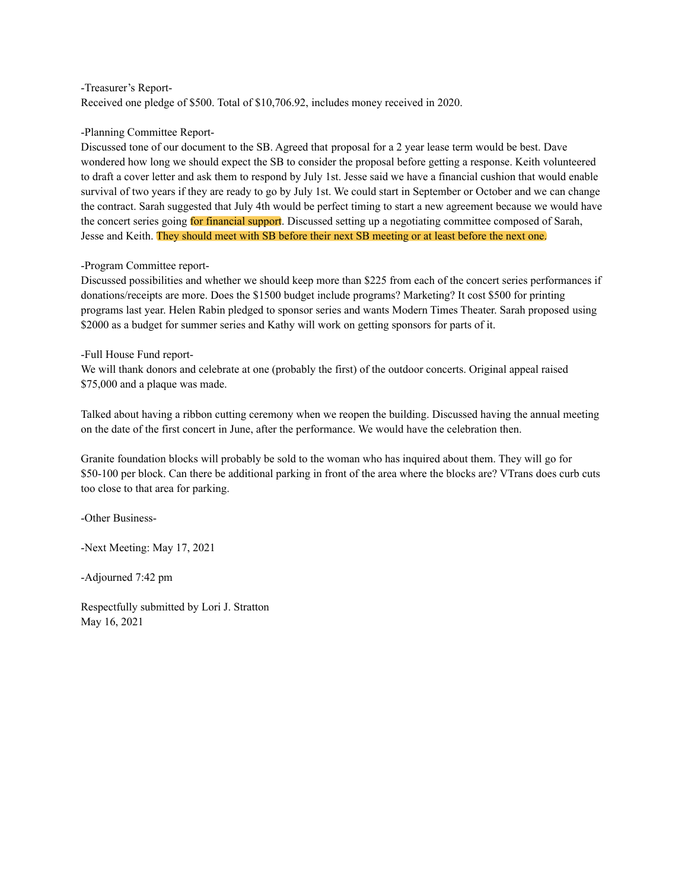-Treasurer's Report-

Received one pledge of $500. Total of $10,706.92, includes money received in 2020.

-Planning Committee Report-

Discussed tone of our document to the SB. Agreed that proposal for a 2 year lease term would be best. Dave wondered how long we should expect the SB to consider the proposal before getting a response. Keith volunteered to draft a cover letter and ask them to respond by July 1st. Jesse said we have a financial cushion that would enable survival of two years if they are ready to go by July 1st. We could start in September or October and we can change the contract. Sarah suggested that July 4th would be perfect timing to start a new agreement because we would have the concert series going for financial support. Discussed setting up a negotiating committee composed of Sarah, Jesse and Keith. They should meet with SB before their next SB meeting or at least before the next one.

-Program Committee report-

Discussed possibilities and whether we should keep more than $225 from each of the concert series performances if donations/receipts are more. Does the $1500 budget include programs? Marketing? It cost $500 for printing programs last year. Helen Rabin pledged to sponsor series and wants Modern Times Theater. Sarah proposed using $2000 as a budget for summer series and Kathy will work on getting sponsors for parts of it.

-Full House Fund report-

We will thank donors and celebrate at one (probably the first) of the outdoor concerts. Original appeal raised $75,000 and a plaque was made.

Talked about having a ribbon cutting ceremony when we reopen the building. Discussed having the annual meeting on the date of the first concert in June, after the performance. We would have the celebration then.

Granite foundation blocks will probably be sold to the woman who has inquired about them. They will go for $50-100 per block. Can there be additional parking in front of the area where the blocks are? VTrans does curb cuts too close to that area for parking.

-Other Business-

-Next Meeting: May 17, 2021

-Adjourned 7:42 pm

Respectfully submitted by Lori J. Stratton
May 16, 2021